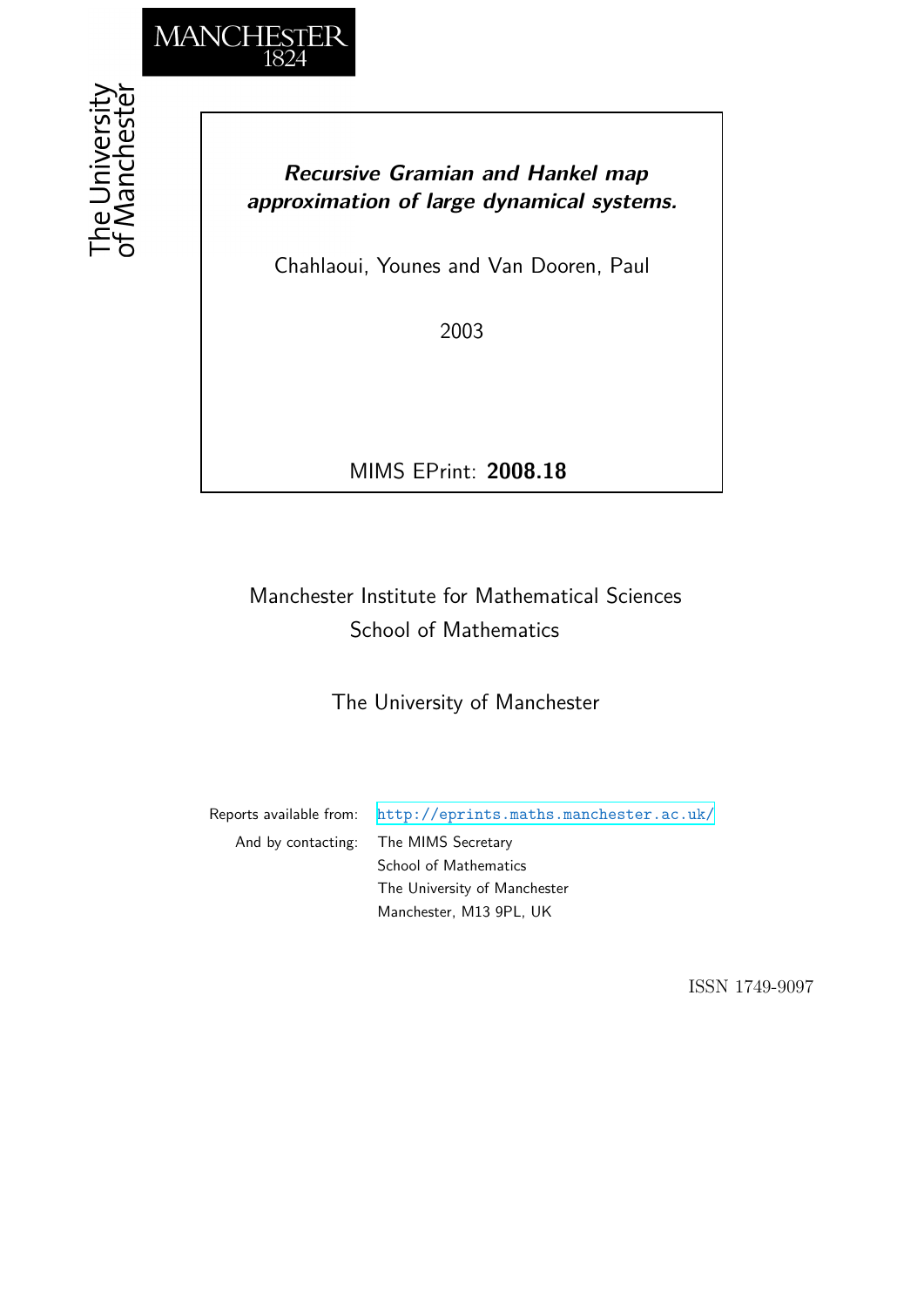MANCHESTER
1824

The University
of Manchester

***Recursive Gramian and Hankel map approximation of large dynamical systems.***

Chahlaoui, Younes and Van Dooren, Paul

2003

MIMS EPrint: **2008.18**

Manchester Institute for Mathematical Sciences
School of Mathematics

The University of Manchester

Reports available from: http://eprints.maths.manchester.ac.uk/
And by contacting: The MIMS Secretary
School of Mathematics
The University of Manchester
Manchester, M13 9PL, UK

ISSN 1749-9097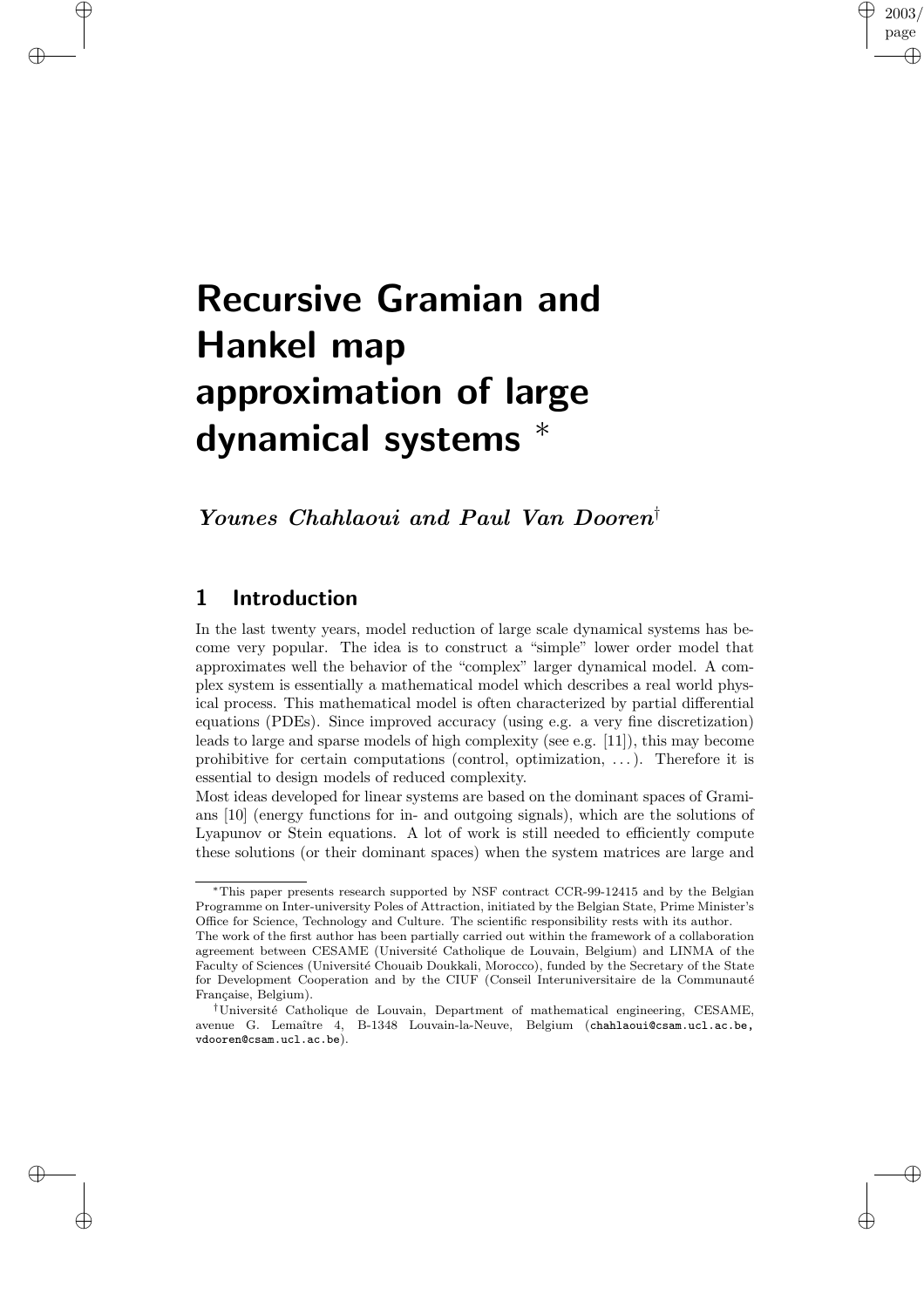# Recursive Gramian and Hankel map approximation of large dynamical systems *

***Younes Chahlaoui and Paul Van Dooren***[†]

## 1 Introduction

In the last twenty years, model reduction of large scale dynamical systems has become very popular. The idea is to construct a "simple" lower order model that approximates well the behavior of the "complex" larger dynamical model. A complex system is essentially a mathematical model which describes a real world physical process. This mathematical model is often characterized by partial differential equations (PDEs). Since improved accuracy (using e.g. a very fine discretization) leads to large and sparse models of high complexity (see e.g. [11]), this may become prohibitive for certain computations (control, optimization, ...). Therefore it is essential to design models of reduced complexity.

Most ideas developed for linear systems are based on the dominant spaces of Gramians [10] (energy functions for in- and outgoing signals), which are the solutions of Lyapunov or Stein equations. A lot of work is still needed to efficiently compute these solutions (or their dominant spaces) when the system matrices are large and

---

*This paper presents research supported by NSF contract CCR-99-12415 and by the Belgian Programme on Inter-university Poles of Attraction, initiated by the Belgian State, Prime Minister's Office for Science, Technology and Culture. The scientific responsibility rests with its author.
The work of the first author has been partially carried out within the framework of a collaboration agreement between CESAME (Université Catholique de Louvain, Belgium) and LINMA of the Faculty of Sciences (Université Chouaib Doukkali, Morocco), funded by the Secretary of the State for Development Cooperation and by the CIUF (Conseil Interuniversitaire de la Communauté Française, Belgium).

†Université Catholique de Louvain, Department of mathematical engineering, CESAME, avenue G. Lemaître 4, B-1348 Louvain-la-Neuve, Belgium (chahlaoui@csam.ucl.ac.be, vdooren@csam.ucl.ac.be).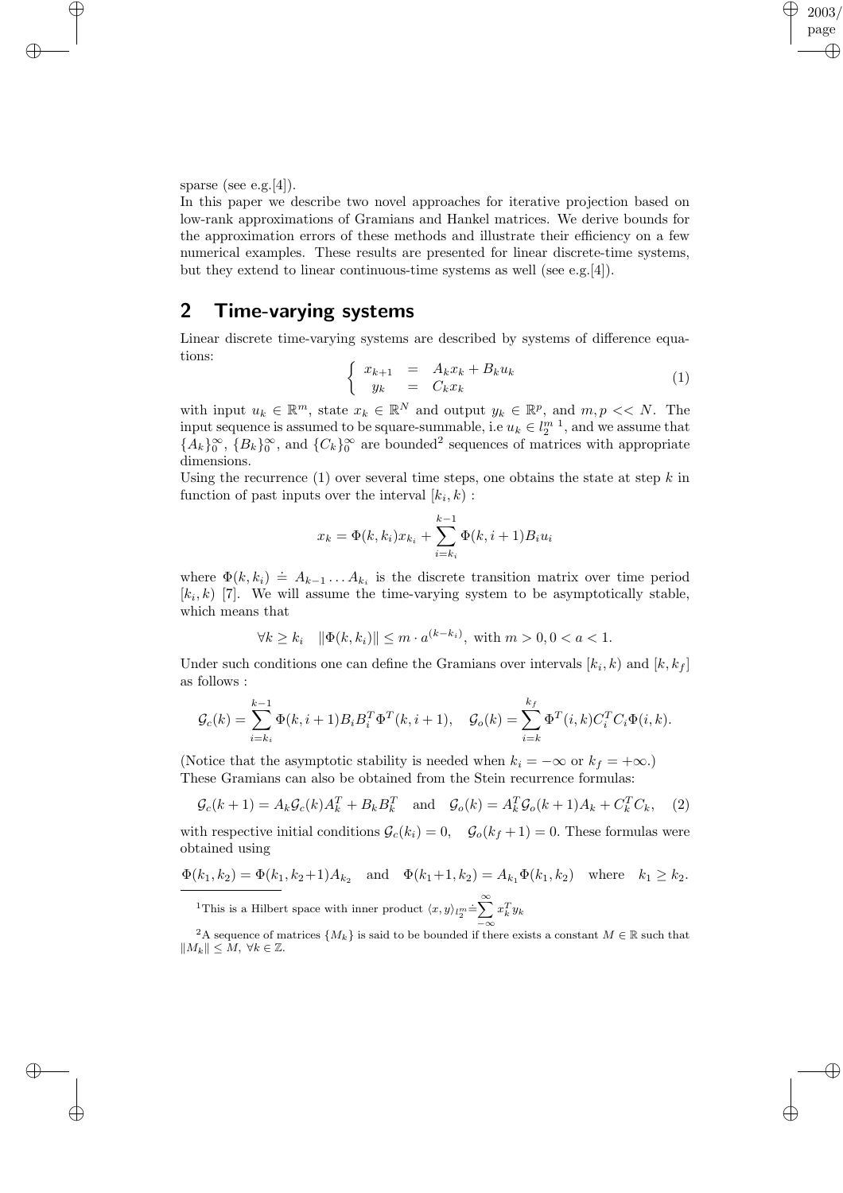sparse (see e.g.[4]).

In this paper we describe two novel approaches for iterative projection based on low-rank approximations of Gramians and Hankel matrices. We derive bounds for the approximation errors of these methods and illustrate their efficiency on a few numerical examples. These results are presented for linear discrete-time systems, but they extend to linear continuous-time systems as well (see e.g.[4]).

## 2 Time-varying systems

Linear discrete time-varying systems are described by systems of difference equations:

$$\left\{ \begin{array}{rcl} x_{k+1} & = & A_k x_k + B_k u_k \\ y_k & = & C_k x_k \end{array} \right. \tag{1}$$

with input $u_k \in \mathbb{R}^m$, state $x_k \in \mathbb{R}^N$ and output $y_k \in \mathbb{R}^p$, and $m, p << N$. The input sequence is assumed to be square-summable, i.e $u_k \in l_2^m$ [1], and we assume that $\{A_k\}_0^\infty$, $\{B_k\}_0^\infty$, and $\{C_k\}_0^\infty$ are bounded[2] sequences of matrices with appropriate dimensions.

Using the recurrence (1) over several time steps, one obtains the state at step $k$ in function of past inputs over the interval $[k_i, k)$ :

$$x_k = \Phi(k, k_i) x_{k_i} + \sum_{i=k_i}^{k-1} \Phi(k, i+1) B_i u_i$$

where $\Phi(k, k_i) \doteq A_{k-1} \ldots A_{k_i}$ is the discrete transition matrix over time period $[k_i, k)$ [7]. We will assume the time-varying system to be asymptotically stable, which means that

$$\forall k \geq k_i \quad \|\Phi(k, k_i)\| \leq m \cdot a^{(k-k_i)}, \text{ with } m > 0, 0 < a < 1.$$

Under such conditions one can define the Gramians over intervals $[k_i, k)$ and $[k, k_f]$ as follows :

$$\mathcal{G}_c(k) = \sum_{i=k_i}^{k-1} \Phi(k, i+1) B_i B_i^T \Phi^T(k, i+1), \quad \mathcal{G}_o(k) = \sum_{i=k}^{k_f} \Phi^T(i, k) C_i^T C_i \Phi(i, k).$$

(Notice that the asymptotic stability is needed when $k_i = -\infty$ or $k_f = +\infty$.)

These Gramians can also be obtained from the Stein recurrence formulas:

$$\mathcal{G}_c(k+1) = A_k \mathcal{G}_c(k) A_k^T + B_k B_k^T \quad \text{and} \quad \mathcal{G}_o(k) = A_k^T \mathcal{G}_o(k+1) A_k + C_k^T C_k, \tag{2}$$

with respective initial conditions $\mathcal{G}_c(k_i) = 0, \quad \mathcal{G}_o(k_f + 1) = 0$. These formulas were obtained using

$$\Phi(k_1, k_2) = \Phi(k_1, k_2+1) A_{k_2} \quad \text{and} \quad \Phi(k_1+1, k_2) = A_{k_1} \Phi(k_1, k_2) \quad \text{where} \quad k_1 \geq k_2.$$

---

[1] This is a Hilbert space with inner product $\langle x, y \rangle_{l_2^m} \doteq \sum_{-\infty}^{\infty} x_k^T y_k$

[2] A sequence of matrices $\{M_k\}$ is said to be bounded if there exists a constant $M \in \mathbb{R}$ such that $\|M_k\| \leq M, \; \forall k \in \mathbb{Z}$.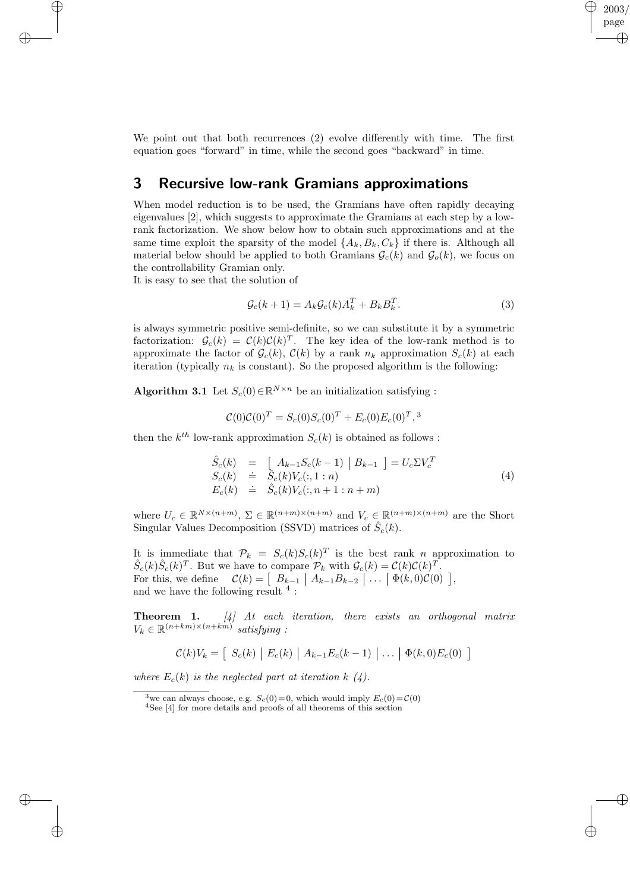We point out that both recurrences (2) evolve differently with time. The first equation goes "forward" in time, while the second goes "backward" in time.

## 3 Recursive low-rank Gramians approximations

When model reduction is to be used, the Gramians have often rapidly decaying eigenvalues [2], which suggests to approximate the Gramians at each step by a low-rank factorization. We show below how to obtain such approximations and at the same time exploit the sparsity of the model $\{A_k, B_k, C_k\}$ if there is. Although all material below should be applied to both Gramians $\mathcal{G}_c(k)$ and $\mathcal{G}_o(k)$, we focus on the controllability Gramian only.

It is easy to see that the solution of

$$\mathcal{G}_c(k+1) = A_k \mathcal{G}_c(k) A_k^T + B_k B_k^T. \tag{3}$$

is always symmetric positive semi-definite, so we can substitute it by a symmetric factorization: $\mathcal{G}_c(k) = \mathcal{C}(k)\mathcal{C}(k)^T$. The key idea of the low-rank method is to approximate the factor of $\mathcal{G}_c(k)$, $\mathcal{C}(k)$ by a rank $n_k$ approximation $S_c(k)$ at each iteration (typically $n_k$ is constant). So the proposed algorithm is the following:

**Algorithm 3.1** Let $S_c(0) \in \mathbb{R}^{N\times n}$ be an initialization satisfying :

$$\mathcal{C}(0)\mathcal{C}(0)^T = S_c(0)S_c(0)^T + E_c(0)E_c(0)^T, [3]$$

then the $k^{th}$ low-rank approximation $S_c(k)$ is obtained as follows :

$$\begin{array}{rcl} \hat{S}_c(k) & = & \left[\begin{array}{c|c} A_{k-1}S_c(k-1) & B_{k-1} \end{array}\right] = U_c \Sigma V_c^T \\ S_c(k) & \doteq & \hat{S}_c(k) V_c(:, 1:n) \\ E_c(k) & \doteq & \hat{S}_c(k) V_c(:, n+1:n+m) \end{array} \tag{4}$$

where $U_c \in \mathbb{R}^{N\times(n+m)}$, $\Sigma \in \mathbb{R}^{(n+m)\times(n+m)}$ and $V_c \in \mathbb{R}^{(n+m)\times(n+m)}$ are the Short Singular Values Decomposition (SSVD) matrices of $\hat{S}_c(k)$.

It is immediate that $\mathcal{P}_k = S_c(k)S_c(k)^T$ is the best rank $n$ approximation to $\hat{S}_c(k)\hat{S}_c(k)^T$. But we have to compare $\mathcal{P}_k$ with $\mathcal{G}_c(k) = \mathcal{C}(k)\mathcal{C}(k)^T$.
For this, we define $\mathcal{C}(k) = \left[\begin{array}{c|c|c|c} B_{k-1} & A_{k-1}B_{k-2} & \dots & \Phi(k,0)\mathcal{C}(0) \end{array}\right]$,
and we have the following result [4] :

**Theorem 1.** *[4] At each iteration, there exists an orthogonal matrix $V_k \in \mathbb{R}^{(n+km)\times(n+km)}$ satisfying :*

$$\mathcal{C}(k)V_k = \left[\begin{array}{c|c|c|c|c} S_c(k) & E_c(k) & A_{k-1}E_c(k-1) & \dots & \Phi(k,0)E_c(0) \end{array}\right]$$

*where $E_c(k)$ is the neglected part at iteration $k$ (4).*

---

[3] we can always choose, e.g. $S_c(0)=0$, which would imply $E_c(0)=\mathcal{C}(0)$

[4] See [4] for more details and proofs of all theorems of this section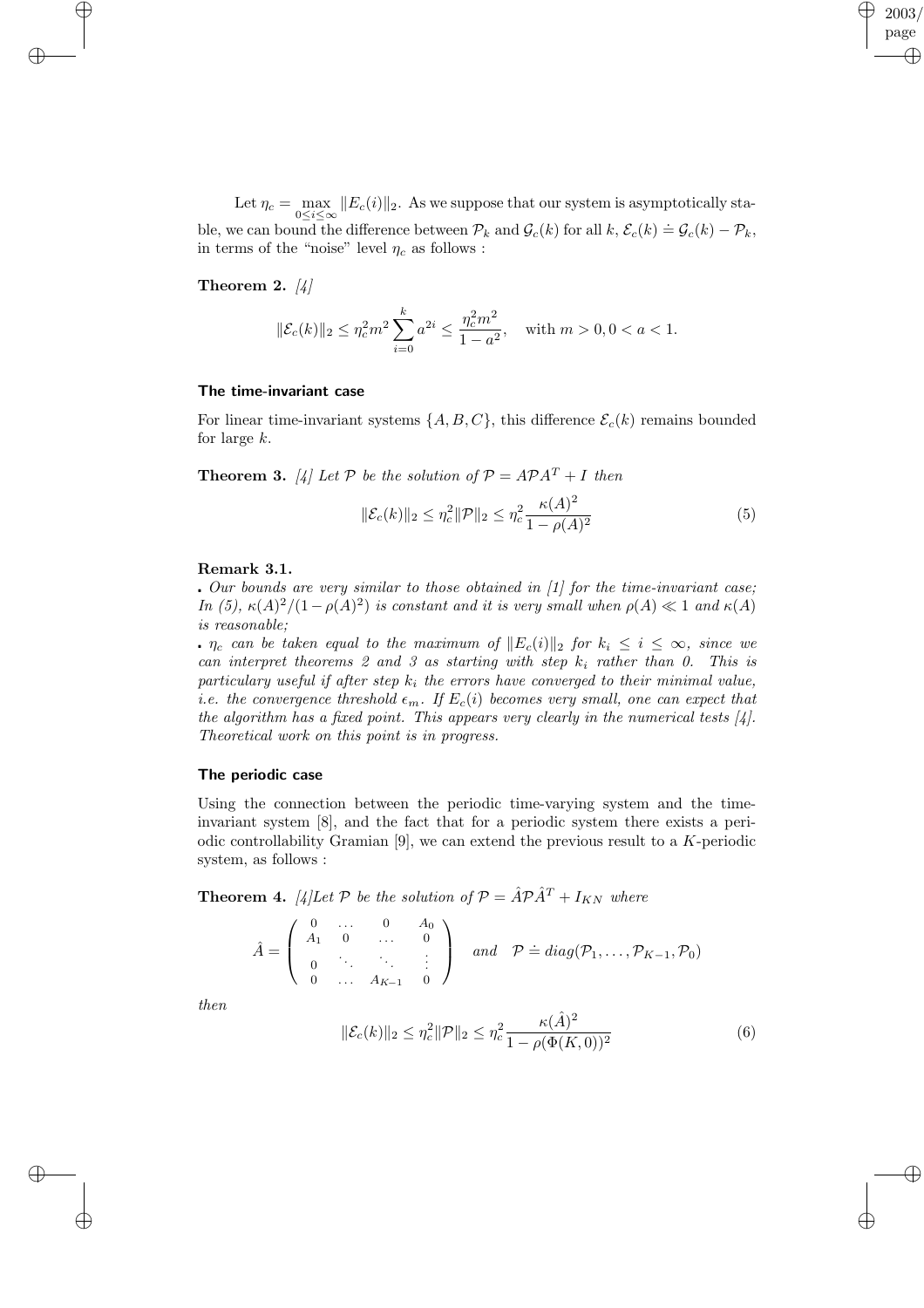Let $\eta_c = \max_{0 \leq i \leq \infty} \|E_c(i)\|_2$. As we suppose that our system is asymptotically stable, we can bound the difference between $\mathcal{P}_k$ and $\mathcal{G}_c(k)$ for all $k$, $\mathcal{E}_c(k) \doteq \mathcal{G}_c(k) - \mathcal{P}_k$, in terms of the "noise" level $\eta_c$ as follows :

**Theorem 2.** *[4]*

$$\|\mathcal{E}_c(k)\|_2 \leq \eta_c^2 m^2 \sum_{i=0}^{k} a^{2i} \leq \frac{\eta_c^2 m^2}{1-a^2}, \quad \text{with } m > 0, 0 < a < 1.$$

### The time-invariant case

For linear time-invariant systems $\{A, B, C\}$, this difference $\mathcal{E}_c(k)$ remains bounded for large $k$.

**Theorem 3.** *[4] Let $\mathcal{P}$ be the solution of $\mathcal{P} = A\mathcal{P}A^T + I$ then*

$$\|\mathcal{E}_c(k)\|_2 \leq \eta_c^2 \|\mathcal{P}\|_2 \leq \eta_c^2 \frac{\kappa(A)^2}{1-\rho(A)^2} \tag{5}$$

**Remark 3.1.**

- *Our bounds are very similar to those obtained in [1] for the time-invariant case; In (5), $\kappa(A)^2/(1-\rho(A)^2)$ is constant and it is very small when $\rho(A) \ll 1$ and $\kappa(A)$ is reasonable;*
- *$\eta_c$ can be taken equal to the maximum of $\|E_c(i)\|_2$ for $k_i \leq i \leq \infty$, since we can interpret theorems 2 and 3 as starting with step $k_i$ rather than 0. This is particulary useful if after step $k_i$ the errors have converged to their minimal value, i.e. the convergence threshold $\epsilon_m$. If $E_c(i)$ becomes very small, one can expect that the algorithm has a fixed point. This appears very clearly in the numerical tests [4]. Theoretical work on this point is in progress.*

### The periodic case

Using the connection between the periodic time-varying system and the time-invariant system [8], and the fact that for a periodic system there exists a periodic controllability Gramian [9], we can extend the previous result to a $K$-periodic system, as follows :

**Theorem 4.** *[4]Let $\mathcal{P}$ be the solution of $\mathcal{P} = \hat{A}\mathcal{P}\hat{A}^T + I_{KN}$ where*

$$\hat{A} = \begin{pmatrix} 0 & \dots & 0 & A_0 \\ A_1 & 0 & \dots & 0 \\ 0 & \ddots & \ddots & \vdots \\ 0 & \dots & A_{K-1} & 0 \end{pmatrix} \quad \text{and} \quad \mathcal{P} \doteq diag(\mathcal{P}_1, \dots, \mathcal{P}_{K-1}, \mathcal{P}_0)$$

*then*

$$\|\mathcal{E}_c(k)\|_2 \leq \eta_c^2 \|\mathcal{P}\|_2 \leq \eta_c^2 \frac{\kappa(\hat{A})^2}{1-\rho(\Phi(K,0))^2} \tag{6}$$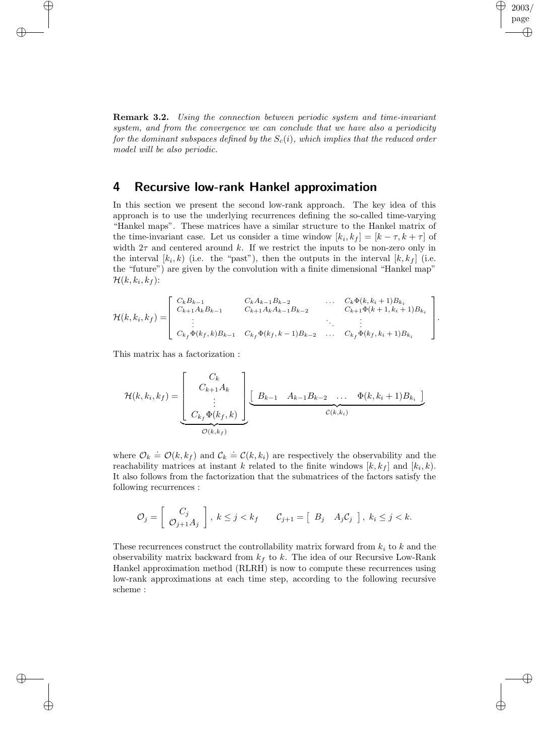**Remark 3.2.** *Using the connection between periodic system and time-invariant system, and from the convergence we can conclude that we have also a periodicity for the dominant subspaces defined by the $S_c(i)$, which implies that the reduced order model will be also periodic.*

## 4 Recursive low-rank Hankel approximation

In this section we present the second low-rank approach. The key idea of this approach is to use the underlying recurrences defining the so-called time-varying "Hankel maps". These matrices have a similar structure to the Hankel matrix of the time-invariant case. Let us consider a time window $[k_i, k_f] = [k-\tau, k+\tau]$ of width $2\tau$ and centered around $k$. If we restrict the inputs to be non-zero only in the interval $[k_i, k)$ (i.e. the "past"), then the outputs in the interval $[k, k_f]$ (i.e. the "future") are given by the convolution with a finite dimensional "Hankel map" $\mathcal{H}(k, k_i, k_f)$:

$$
\mathcal{H}(k,k_i,k_f) = \begin{bmatrix} C_k B_{k-1} & C_k A_{k-1} B_{k-2} & \dots & C_k \Phi(k, k_i+1) B_{k_i} \\ C_{k+1} A_k B_{k-1} & C_{k+1} A_k A_{k-1} B_{k-2} & & C_{k+1} \Phi(k+1, k_i+1) B_{k_i} \\ \vdots & & \ddots & \vdots \\ C_{k_f} \Phi(k_f, k) B_{k-1} & C_{k_f} \Phi(k_f, k-1) B_{k-2} & \dots & C_{k_f} \Phi(k_f, k_i+1) B_{k_i} \end{bmatrix}.
$$

This matrix has a factorization :

$$
\mathcal{H}(k,k_i,k_f) = \underbrace{\begin{bmatrix} C_k \\ C_{k+1} A_k \\ \vdots \\ C_{k_f} \Phi(k_f, k) \end{bmatrix}}_{\mathcal{O}(k,k_f)} \underbrace{\begin{bmatrix} B_{k-1} & A_{k-1} B_{k-2} & \dots & \Phi(k, k_i+1) B_{k_i} \end{bmatrix}}_{\mathcal{C}(k,k_i)}
$$

where $\mathcal{O}_k \doteq \mathcal{O}(k, k_f)$ and $\mathcal{C}_k \doteq \mathcal{C}(k, k_i)$ are respectively the observability and the reachability matrices at instant $k$ related to the finite windows $[k, k_f]$ and $[k_i, k)$. It also follows from the factorization that the submatrices of the factors satisfy the following recurrences :

$$
\mathcal{O}_j = \begin{bmatrix} C_j \\ \mathcal{O}_{j+1} A_j \end{bmatrix}, \; k \le j < k_f \qquad \mathcal{C}_{j+1} = \begin{bmatrix} B_j & A_j \mathcal{C}_j \end{bmatrix}, \; k_i \le j < k.
$$

These recurrences construct the controllability matrix forward from $k_i$ to $k$ and the observability matrix backward from $k_f$ to $k$. The idea of our Recursive Low-Rank Hankel approximation method (RLRH) is now to compute these recurrences using low-rank approximations at each time step, according to the following recursive scheme :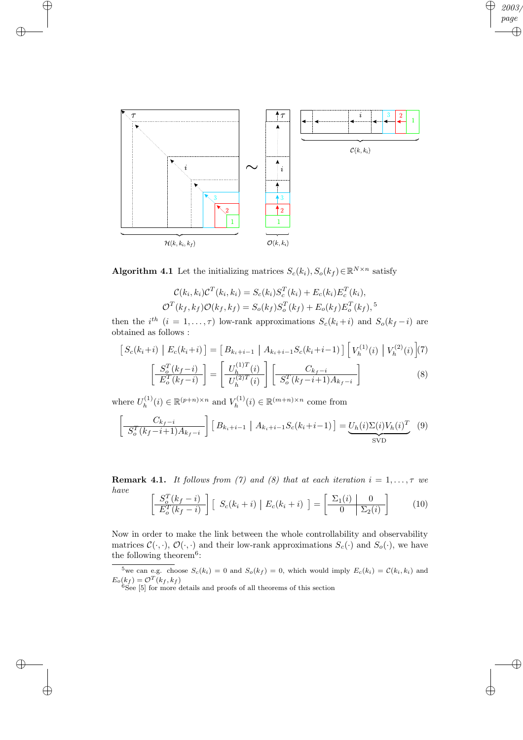**Algorithm 4.1** Let the initializing matrices $S_c(k_i), S_o(k_f) \in \mathbb{R}^{N\times n}$ satisfy

$$\mathcal{C}(k_i,k_i)\mathcal{C}^T(k_i,k_i) = S_c(k_i)S_c^T(k_i) + E_c(k_i)E_c^T(k_i),$$
$$\mathcal{O}^T(k_f,k_f)\mathcal{O}(k_f,k_f) = S_o(k_f)S_o^T(k_f) + E_o(k_f)E_o^T(k_f),^5$$

then the $i^{th}$ $(i = 1,\ldots,\tau)$ low-rank approximations $S_c(k_i+i)$ and $S_o(k_f-i)$ are obtained as follows :

$$\left[\, S_c(k_i+i) \;\middle|\; E_c(k_i+i) \,\right] = \left[\, B_{k_i+i-1} \;\middle|\; A_{k_i+i-1}S_c(k_i+i-1) \,\right] \left[\, V_h^{(1)}(i) \;\middle|\; V_h^{(2)}(i) \,\right] \quad (7)$$

$$\left[\frac{S_o^T(k_f-i)}{E_o^T(k_f-i)}\right] = \left[\frac{U_h^{(1)T}(i)}{U_h^{(2)T}(i)}\right]\left[\frac{C_{k_f-i}}{S_o^T(k_f-i+1)A_{k_f-i}}\right] \quad (8)$$

where $U_h^{(1)}(i) \in \mathbb{R}^{(p+n)\times n}$ and $V_h^{(1)}(i) \in \mathbb{R}^{(m+n)\times n}$ come from

$$\left[\frac{C_{k_f-i}}{S_o^T(k_f-i+1)A_{k_f-i}}\right]\left[\, B_{k_i+i-1} \;\middle|\; A_{k_i+i-1}S_c(k_i+i-1) \,\right] = \underbrace{U_h(i)\Sigma(i)V_h(i)^T}_{\text{SVD}} \quad (9)$$

**Remark 4.1.** *It follows from (7) and (8) that at each iteration $i = 1,\ldots,\tau$ we have*

$$\left[\frac{S_o^T(k_f-i)}{E_o^T(k_f-i)}\right]\left[\, S_c(k_i+i) \;\middle|\; E_c(k_i+i) \,\right] = \begin{bmatrix} \Sigma_1(i) & 0 \\ 0 & \Sigma_2(i) \end{bmatrix} \quad (10)$$

Now in order to make the link between the whole controllability and observability matrices $\mathcal{C}(\cdot,\cdot)$, $\mathcal{O}(\cdot,\cdot)$ and their low-rank approximations $S_c(\cdot)$ and $S_o(\cdot)$, we have the following theorem[6]:

---

[5] we can e.g. choose $S_c(k_i) = 0$ and $S_o(k_f) = 0$, which would imply $E_c(k_i) = \mathcal{C}(k_i,k_i)$ and $E_o(k_f) = \mathcal{O}^T(k_f,k_f)$

[6] See [5] for more details and proofs of all theorems of this section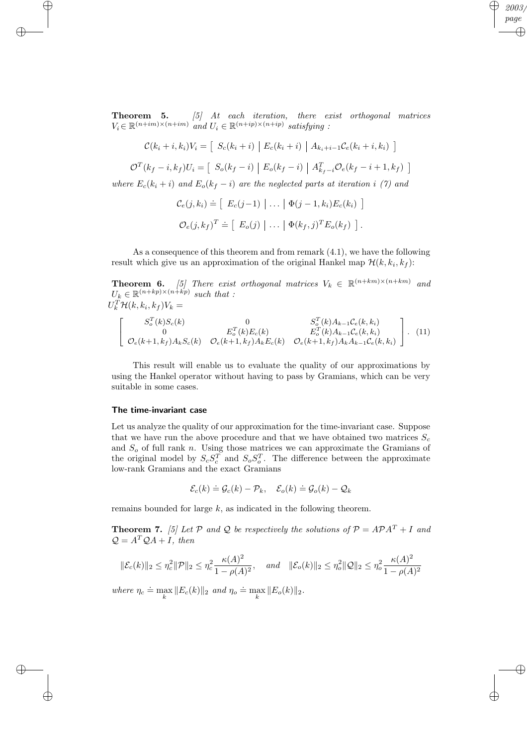**Theorem 5.** *[5] At each iteration, there exist orthogonal matrices $V_i \in \mathbb{R}^{(n+im)\times(n+im)}$ and $U_i \in \mathbb{R}^{(n+ip)\times(n+ip)}$ satisfying :*

$$\mathcal{C}(k_i+i, k_i)V_i = \left[\begin{array}{c|c|c} S_c(k_i+i) & E_c(k_i+i) & A_{k_i+i-1}\mathcal{C}_e(k_i+i, k_i) \end{array}\right]$$

$$\mathcal{O}^T(k_f-i, k_f)U_i = \left[\begin{array}{c|c|c} S_o(k_f-i) & E_o(k_f-i) & A^T_{k_f-i}\mathcal{O}_e(k_f-i+1, k_f) \end{array}\right]$$

*where $E_c(k_i+i)$ and $E_o(k_f-i)$ are the neglected parts at iteration $i$ (7) and*

$$\mathcal{C}_e(j, k_i) \doteq \left[\begin{array}{c|c|c} E_c(j-1) & \dots & \Phi(j-1, k_i)E_c(k_i) \end{array}\right]$$

$$\mathcal{O}_e(j, k_f)^T \doteq \left[\begin{array}{c|c|c} E_o(j) & \dots & \Phi(k_f, j)^T E_o(k_f) \end{array}\right].$$

As a consequence of this theorem and from remark (4.1), we have the following result which give us an approximation of the original Hankel map $\mathcal{H}(k, k_i, k_f)$:

**Theorem 6.** *[5] There exist orthogonal matrices $V_k \in \mathbb{R}^{(n+km)\times(n+km)}$ and $U_k \in \mathbb{R}^{(n+kp)\times(n+kp)}$ such that :*
$U_k^T \mathcal{H}(k, k_i, k_f) V_k =$

$$\left[\begin{array}{ccc} S_o^T(k)S_c(k) & 0 & S_o^T(k)A_{k-1}\mathcal{C}_e(k, k_i) \\ 0 & E_o^T(k)E_c(k) & E_o^T(k)A_{k-1}\mathcal{C}_e(k, k_i) \\ \mathcal{O}_e(k+1, k_f)A_k S_c(k) & \mathcal{O}_e(k+1, k_f)A_k E_c(k) & \mathcal{O}_e(k+1, k_f)A_k A_{k-1}\mathcal{C}_e(k, k_i) \end{array}\right]. \quad (11)$$

This result will enable us to evaluate the quality of our approximations by using the Hankel operator without having to pass by Gramians, which can be very suitable in some cases.

### The time-invariant case

Let us analyze the quality of our approximation for the time-invariant case. Suppose that we have run the above procedure and that we have obtained two matrices $S_c$ and $S_o$ of full rank $n$. Using those matrices we can approximate the Gramians of the original model by $S_c S_c^T$ and $S_o S_o^T$. The difference between the approximate low-rank Gramians and the exact Gramians

$$\mathcal{E}_c(k) \doteq \mathcal{G}_c(k) - \mathcal{P}_k, \quad \mathcal{E}_o(k) \doteq \mathcal{G}_o(k) - \mathcal{Q}_k$$

remains bounded for large $k$, as indicated in the following theorem.

**Theorem 7.** *[5] Let $\mathcal{P}$ and $\mathcal{Q}$ be respectively the solutions of $\mathcal{P} = A\mathcal{P}A^T + I$ and $\mathcal{Q} = A^T\mathcal{Q}A + I$, then*

$$\|\mathcal{E}_c(k)\|_2 \leq \eta_c^2\|\mathcal{P}\|_2 \leq \eta_c^2\frac{\kappa(A)^2}{1-\rho(A)^2}, \quad \textit{and} \quad \|\mathcal{E}_o(k)\|_2 \leq \eta_o^2\|\mathcal{Q}\|_2 \leq \eta_o^2\frac{\kappa(A)^2}{1-\rho(A)^2}$$

*where $\eta_c \doteq \max_k \|E_c(k)\|_2$ and $\eta_o \doteq \max_k \|E_o(k)\|_2$.*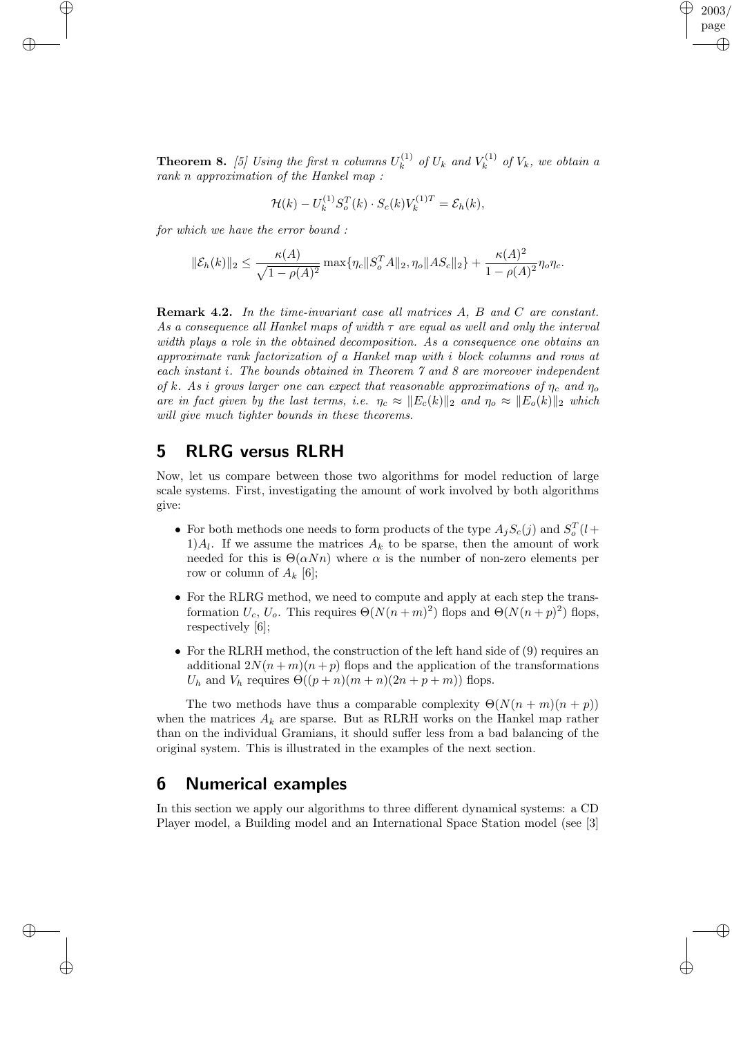**Theorem 8.** *[5] Using the first $n$ columns $U_k^{(1)}$ of $U_k$ and $V_k^{(1)}$ of $V_k$, we obtain a rank $n$ approximation of the Hankel map :*

$$\mathcal{H}(k) - U_k^{(1)} S_o^T(k) \cdot S_c(k) V_k^{(1)T} = \mathcal{E}_h(k),$$

*for which we have the error bound :*

$$\|\mathcal{E}_h(k)\|_2 \leq \frac{\kappa(A)}{\sqrt{1-\rho(A)^2}} \max\{\eta_c \|S_o^T A\|_2, \eta_o \|A S_c\|_2\} + \frac{\kappa(A)^2}{1-\rho(A)^2} \eta_o \eta_c.$$

**Remark 4.2.** *In the time-invariant case all matrices $A$, $B$ and $C$ are constant. As a consequence all Hankel maps of width $\tau$ are equal as well and only the interval width plays a role in the obtained decomposition. As a consequence one obtains an approximate rank factorization of a Hankel map with $i$ block columns and rows at each instant $i$. The bounds obtained in Theorem 7 and 8 are moreover independent of $k$. As $i$ grows larger one can expect that reasonable approximations of $\eta_c$ and $\eta_o$ are in fact given by the last terms, i.e. $\eta_c \approx \|E_c(k)\|_2$ and $\eta_o \approx \|E_o(k)\|_2$ which will give much tighter bounds in these theorems.*

## 5 RLRG versus RLRH

Now, let us compare between those two algorithms for model reduction of large scale systems. First, investigating the amount of work involved by both algorithms give:

- For both methods one needs to form products of the type $A_j S_c(j)$ and $S_o^T(l+1)A_l$. If we assume the matrices $A_k$ to be sparse, then the amount of work needed for this is $\Theta(\alpha N n)$ where $\alpha$ is the number of non-zero elements per row or column of $A_k$ [6];
- For the RLRG method, we need to compute and apply at each step the transformation $U_c$, $U_o$. This requires $\Theta(N(n+m)^2)$ flops and $\Theta(N(n+p)^2)$ flops, respectively [6];
- For the RLRH method, the construction of the left hand side of (9) requires an additional $2N(n+m)(n+p)$ flops and the application of the transformations $U_h$ and $V_h$ requires $\Theta((p+n)(m+n)(2n+p+m))$ flops.

The two methods have thus a comparable complexity $\Theta(N(n+m)(n+p))$ when the matrices $A_k$ are sparse. But as RLRH works on the Hankel map rather than on the individual Gramians, it should suffer less from a bad balancing of the original system. This is illustrated in the examples of the next section.

## 6 Numerical examples

In this section we apply our algorithms to three different dynamical systems: a CD Player model, a Building model and an International Space Station model (see [3]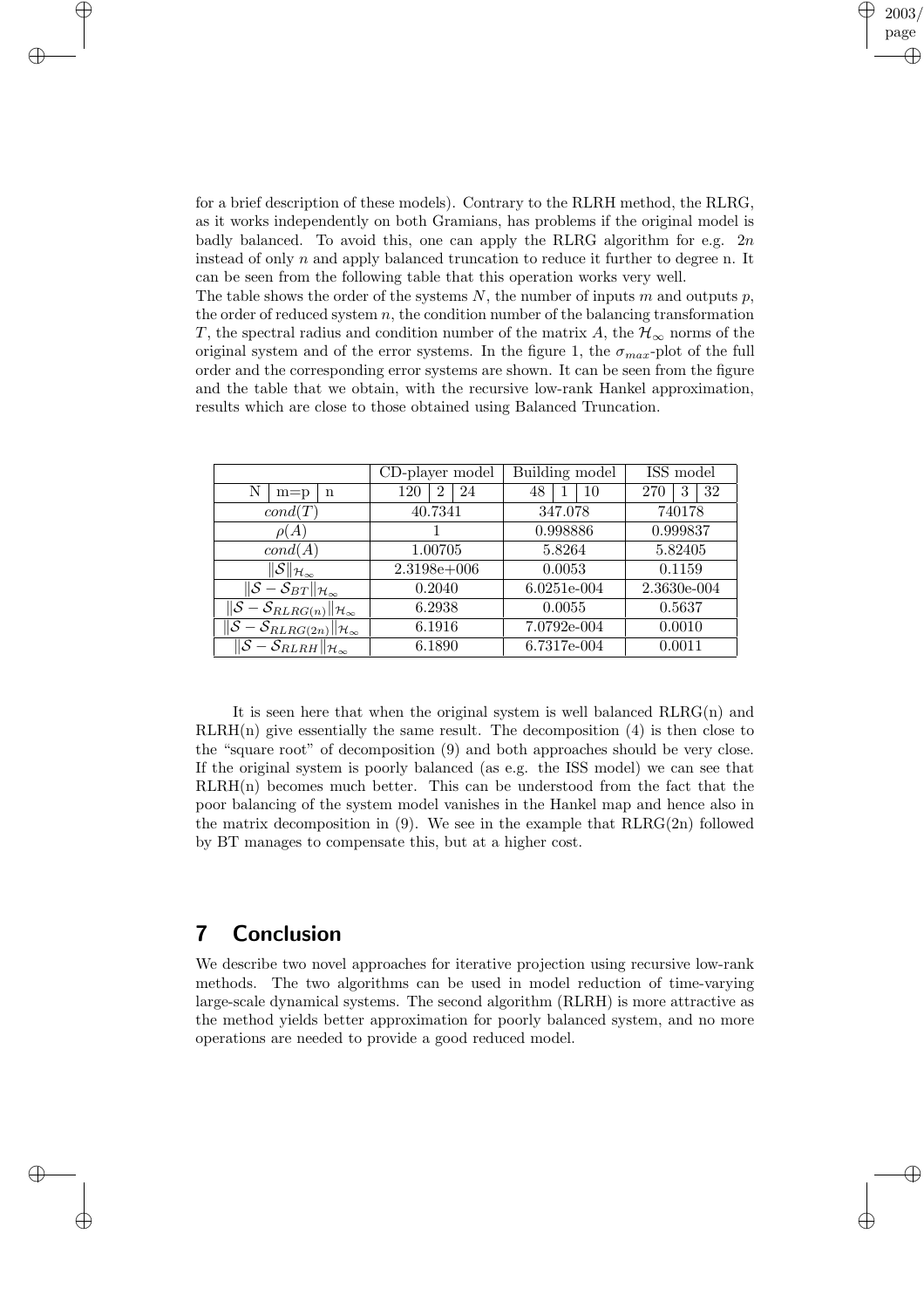for a brief description of these models). Contrary to the RLRH method, the RLRG, as it works independently on both Gramians, has problems if the original model is badly balanced. To avoid this, one can apply the RLRG algorithm for e.g. $2n$ instead of only $n$ and apply balanced truncation to reduce it further to degree n. It can be seen from the following table that this operation works very well.
The table shows the order of the systems $N$, the number of inputs $m$ and outputs $p$, the order of reduced system $n$, the condition number of the balancing transformation $T$, the spectral radius and condition number of the matrix $A$, the $\mathcal{H}_\infty$ norms of the original system and of the error systems. In the figure 1, the $\sigma_{max}$-plot of the full order and the corresponding error systems are shown. It can be seen from the figure and the table that we obtain, with the recursive low-rank Hankel approximation, results which are close to those obtained using Balanced Truncation.

| | CD-player model | | | Building model | | | ISS model | | |
|---|---|---|---|---|---|---|---|---|---|
| N \| m=p \| n | 120 | 2 | 24 | 48 | 1 | 10 | 270 | 3 | 32 |
| $cond(T)$ | 40.7341 | | | 347.078 | | | 740178 | | |
| $\rho(A)$ | 1 | | | 0.998886 | | | 0.999837 | | |
| $cond(A)$ | 1.00705 | | | 5.8264 | | | 5.82405 | | |
| $\\|\mathcal{S}\\|_{\mathcal{H}_\infty}$ | 2.3198e+006 | | | 0.0053 | | | 0.1159 | | |
| $\\|\mathcal{S}-\mathcal{S}_{BT}\\|_{\mathcal{H}_\infty}$ | 0.2040 | | | 6.0251e-004 | | | 2.3630e-004 | | |
| $\\|\mathcal{S}-\mathcal{S}_{RLRG(n)}\\|_{\mathcal{H}_\infty}$ | 6.2938 | | | 0.0055 | | | 0.5637 | | |
| $\\|\mathcal{S}-\mathcal{S}_{RLRG(2n)}\\|_{\mathcal{H}_\infty}$ | 6.1916 | | | 7.0792e-004 | | | 0.0010 | | |
| $\\|\mathcal{S}-\mathcal{S}_{RLRH}\\|_{\mathcal{H}_\infty}$ | 6.1890 | | | 6.7317e-004 | | | 0.0011 | | |

It is seen here that when the original system is well balanced RLRG(n) and RLRH(n) give essentially the same result. The decomposition (4) is then close to the "square root" of decomposition (9) and both approaches should be very close. If the original system is poorly balanced (as e.g. the ISS model) we can see that RLRH(n) becomes much better. This can be understood from the fact that the poor balancing of the system model vanishes in the Hankel map and hence also in the matrix decomposition in (9). We see in the example that RLRG(2n) followed by BT manages to compensate this, but at a higher cost.

# 7 Conclusion

We describe two novel approaches for iterative projection using recursive low-rank methods. The two algorithms can be used in model reduction of time-varying large-scale dynamical systems. The second algorithm (RLRH) is more attractive as the method yields better approximation for poorly balanced system, and no more operations are needed to provide a good reduced model.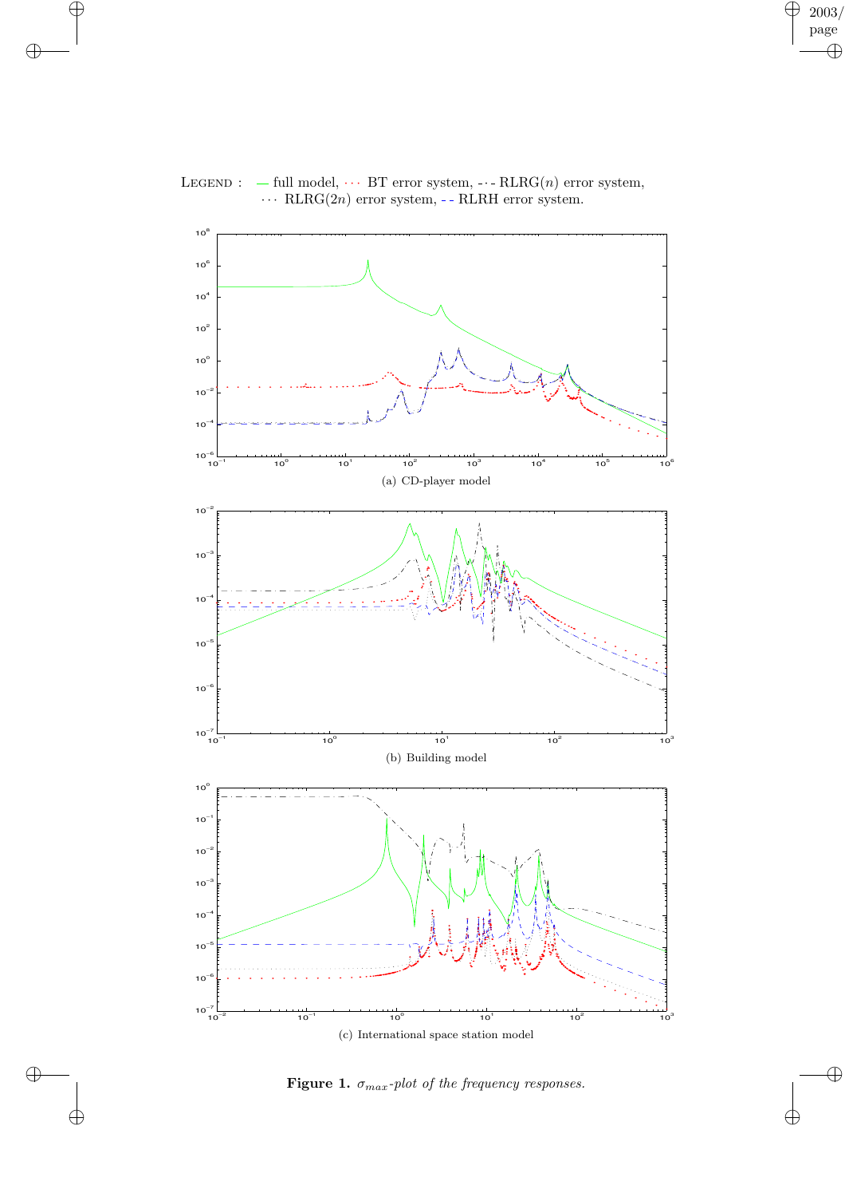LEGEND : — full model, $\cdots$ BT error system, -·- RLRG($n$) error system, $\cdots$ RLRG($2n$) error system, - - RLRH error system.

(a) CD-player model

(b) Building model

(c) International space station model

**Figure 1.** *$\sigma_{max}$-plot of the frequency responses.*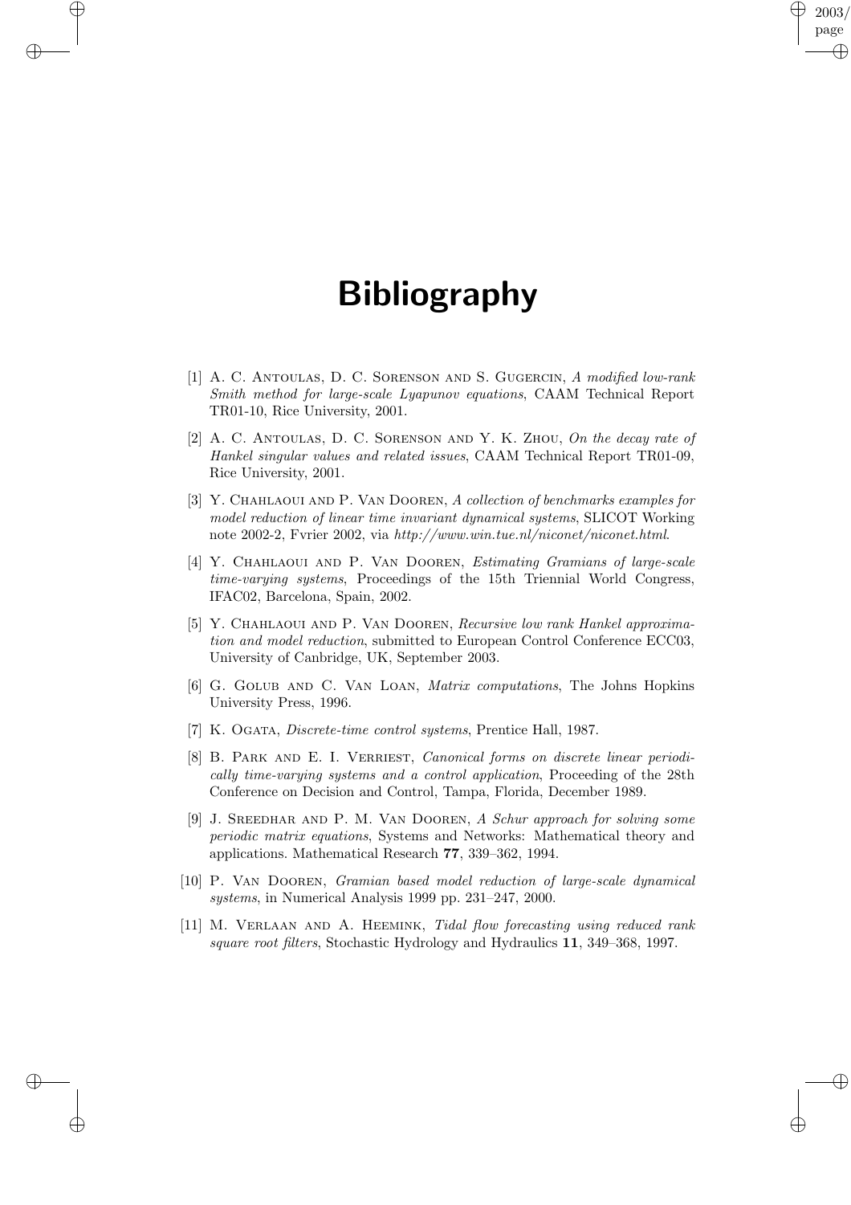# Bibliography

[1] A. C. Antoulas, D. C. Sorenson and S. Gugercin, *A modified low-rank Smith method for large-scale Lyapunov equations*, CAAM Technical Report TR01-10, Rice University, 2001.

[2] A. C. Antoulas, D. C. Sorenson and Y. K. Zhou, *On the decay rate of Hankel singular values and related issues*, CAAM Technical Report TR01-09, Rice University, 2001.

[3] Y. Chahlaoui and P. Van Dooren, *A collection of benchmarks examples for model reduction of linear time invariant dynamical systems*, SLICOT Working note 2002-2, Fvrier 2002, via *http://www.win.tue.nl/niconet/niconet.html*.

[4] Y. Chahlaoui and P. Van Dooren, *Estimating Gramians of large-scale time-varying systems*, Proceedings of the 15th Triennial World Congress, IFAC02, Barcelona, Spain, 2002.

[5] Y. Chahlaoui and P. Van Dooren, *Recursive low rank Hankel approximation and model reduction*, submitted to European Control Conference ECC03, University of Canbridge, UK, September 2003.

[6] G. Golub and C. Van Loan, *Matrix computations*, The Johns Hopkins University Press, 1996.

[7] K. Ogata, *Discrete-time control systems*, Prentice Hall, 1987.

[8] B. Park and E. I. Verriest, *Canonical forms on discrete linear periodically time-varying systems and a control application*, Proceeding of the 28th Conference on Decision and Control, Tampa, Florida, December 1989.

[9] J. Sreedhar and P. M. Van Dooren, *A Schur approach for solving some periodic matrix equations*, Systems and Networks: Mathematical theory and applications. Mathematical Research **77**, 339–362, 1994.

[10] P. Van Dooren, *Gramian based model reduction of large-scale dynamical systems*, in Numerical Analysis 1999 pp. 231–247, 2000.

[11] M. Verlaan and A. Heemink, *Tidal flow forecasting using reduced rank square root filters*, Stochastic Hydrology and Hydraulics **11**, 349–368, 1997.